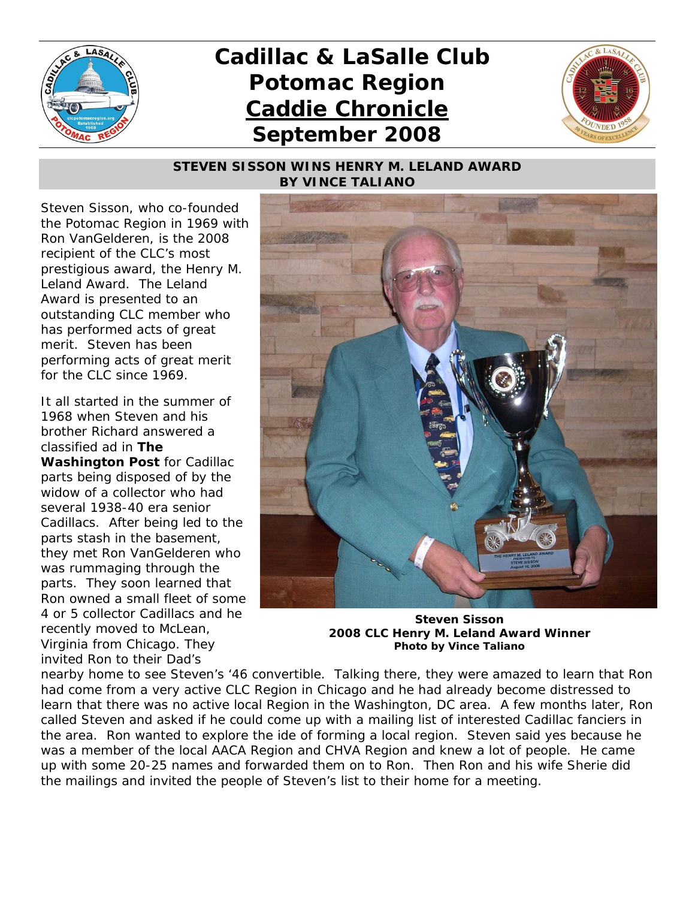# Cadillac & LaSalle Club Potomac Region

## Caddie Chronicle

## September 2008

### STEVEN SISSON WINS HENRY M. LELAND AWARD
### BY VINCE TALIANO

Steven Sisson, who co-founded the Potomac Region in 1969 with Ron VanGelderen, is the 2008 recipient of the CLC's most prestigious award, the Henry M. Leland Award. The Leland Award is presented to an outstanding CLC member who has performed acts of great merit. Steven has been performing acts of great merit for the CLC since 1969.

**Steven Sisson**
**2008 CLC Henry M. Leland Award Winner**
**Photo by Vince Taliano**

It all started in the summer of 1968 when Steven and his brother Richard answered a classified ad in **The Washington Post** for Cadillac parts being disposed of by the widow of a collector who had several 1938-40 era senior Cadillacs. After being led to the parts stash in the basement, they met Ron VanGelderen who was rummaging through the parts. They soon learned that Ron owned a small fleet of some 4 or 5 collector Cadillacs and he recently moved to McLean, Virginia from Chicago. They invited Ron to their Dad's nearby home to see Steven's '46 convertible. Talking there, they were amazed to learn that Ron had come from a very active CLC Region in Chicago and he had already become distressed to learn that there was no active local Region in the Washington, DC area. A few months later, Ron called Steven and asked if he could come up with a mailing list of interested Cadillac fanciers in the area. Ron wanted to explore the ide of forming a local region. Steven said yes because he was a member of the local AACA Region and CHVA Region and knew a lot of people. He came up with some 20-25 names and forwarded them on to Ron. Then Ron and his wife Sherie did the mailings and invited the people of Steven's list to their home for a meeting.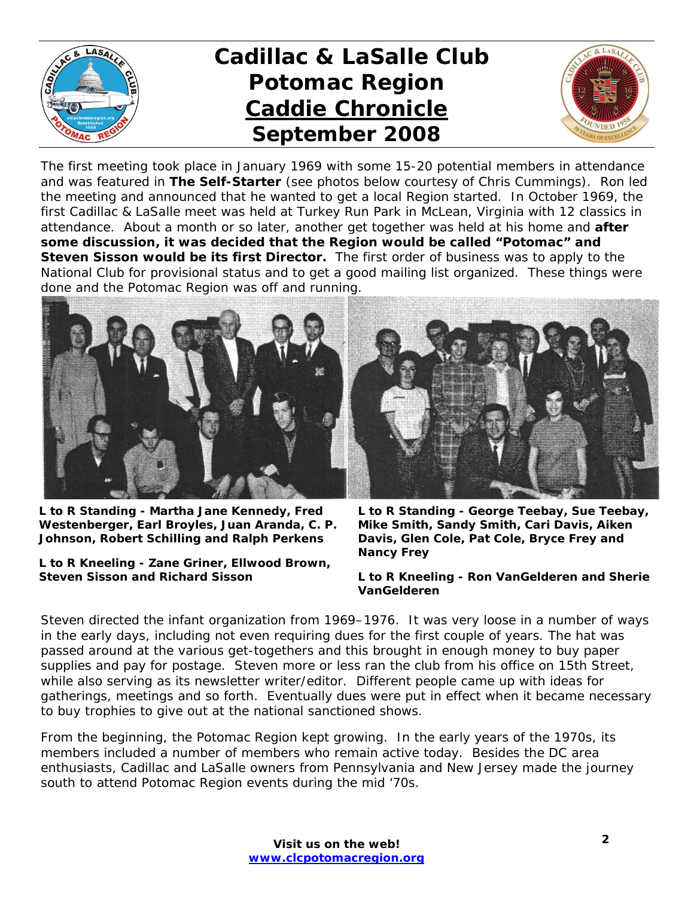# Cadillac & LaSalle Club Potomac Region Caddie Chronicle September 2008

The first meeting took place in January 1969 with some 15-20 potential members in attendance and was featured in **The Self-Starter** (see photos below courtesy of Chris Cummings). Ron led the meeting and announced that he wanted to get a local Region started. In October 1969, the first Cadillac & LaSalle meet was held at Turkey Run Park in McLean, Virginia with 12 classics in attendance. About a month or so later, another get together was held at his home and **after some discussion, it was decided that the Region would be called "Potomac" and Steven Sisson would be its first Director.** The first order of business was to apply to the National Club for provisional status and to get a good mailing list organized. These things were done and the Potomac Region was off and running.

**L to R Standing - Martha Jane Kennedy, Fred Westenberger, Earl Broyles, Juan Aranda, C. P. Johnson, Robert Schilling and Ralph Perkens**

**L to R Kneeling - Zane Griner, Ellwood Brown, Steven Sisson and Richard Sisson**

**L to R Standing - George Teebay, Sue Teebay, Mike Smith, Sandy Smith, Cari Davis, Aiken Davis, Glen Cole, Pat Cole, Bryce Frey and Nancy Frey**

**L to R Kneeling - Ron VanGelderen and Sherie VanGelderen**

Steven directed the infant organization from 1969–1976. It was very loose in a number of ways in the early days, including not even requiring dues for the first couple of years. The hat was passed around at the various get-togethers and this brought in enough money to buy paper supplies and pay for postage. Steven more or less ran the club from his office on 15th Street, while also serving as its newsletter writer/editor. Different people came up with ideas for gatherings, meetings and so forth. Eventually dues were put in effect when it became necessary to buy trophies to give out at the national sanctioned shows.

From the beginning, the Potomac Region kept growing. In the early years of the 1970s, its members included a number of members who remain active today. Besides the DC area enthusiasts, Cadillac and LaSalle owners from Pennsylvania and New Jersey made the journey south to attend Potomac Region events during the mid '70s.

**Visit us on the web!**
**www.clcpotomacregion.org**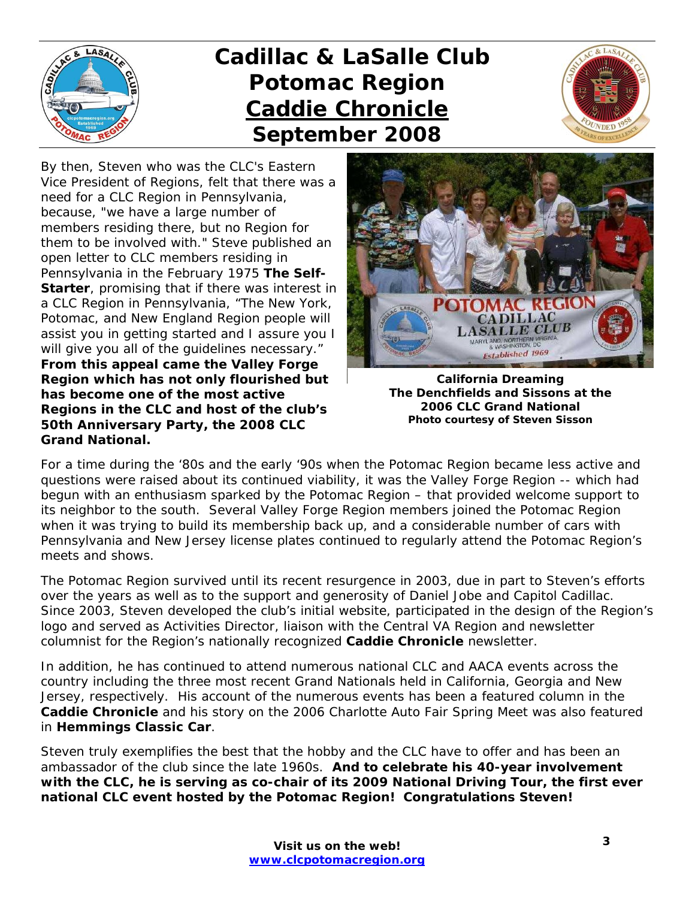# Cadillac & LaSalle Club Potomac Region Caddie Chronicle September 2008

By then, Steven who was the CLC's Eastern Vice President of Regions, felt that there was a need for a CLC Region in Pennsylvania, because, "we have a large number of members residing there, but no Region for them to be involved with." Steve published an open letter to CLC members residing in Pennsylvania in the February 1975 **The Self-Starter**, promising that if there was interest in a CLC Region in Pennsylvania, "The New York, Potomac, and New England Region people will assist you in getting started and I assure you I will give you all of the guidelines necessary." **From this appeal came the Valley Forge Region which has not only flourished but has become one of the most active Regions in the CLC and host of the club's 50th Anniversary Party, the 2008 CLC Grand National.**

**California Dreaming**
**The Denchfields and Sissons at the 2006 CLC Grand National**
**Photo courtesy of Steven Sisson**

For a time during the '80s and the early '90s when the Potomac Region became less active and questions were raised about its continued viability, it was the Valley Forge Region -- which had begun with an enthusiasm sparked by the Potomac Region – that provided welcome support to its neighbor to the south. Several Valley Forge Region members joined the Potomac Region when it was trying to build its membership back up, and a considerable number of cars with Pennsylvania and New Jersey license plates continued to regularly attend the Potomac Region's meets and shows.

The Potomac Region survived until its recent resurgence in 2003, due in part to Steven's efforts over the years as well as to the support and generosity of Daniel Jobe and Capitol Cadillac. Since 2003, Steven developed the club's initial website, participated in the design of the Region's logo and served as Activities Director, liaison with the Central VA Region and newsletter columnist for the Region's nationally recognized **Caddie Chronicle** newsletter.

In addition, he has continued to attend numerous national CLC and AACA events across the country including the three most recent Grand Nationals held in California, Georgia and New Jersey, respectively. His account of the numerous events has been a featured column in the **Caddie Chronicle** and his story on the 2006 Charlotte Auto Fair Spring Meet was also featured in **Hemmings Classic Car**.

Steven truly exemplifies the best that the hobby and the CLC have to offer and has been an ambassador of the club since the late 1960s. **And to celebrate his 40-year involvement with the CLC, he is serving as co-chair of its 2009 National Driving Tour, the first ever national CLC event hosted by the Potomac Region! Congratulations Steven!**

**Visit us on the web!**
**www.clcpotomacregion.org**